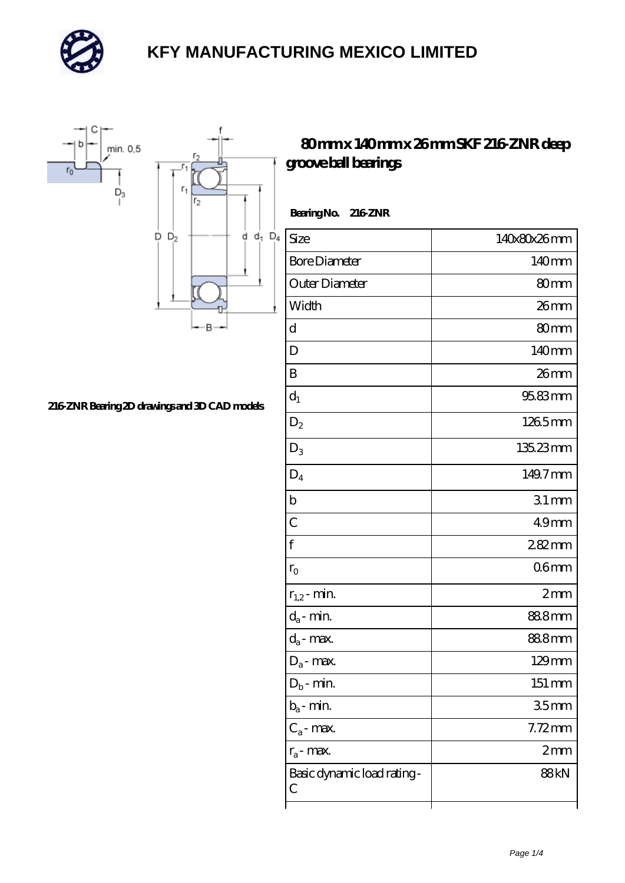# KFY MANUFACTURING MEXICO LIMITED

## 80 mm x 140 mm x 26 mm SKF 216-ZNR deep groove ball bearings

**Bearing No. 216-ZNR**

216-ZNR Bearing 2D drawings and 3D CAD models

| Size | 140x80x26 mm |
|---|---|
| Bore Diameter | 140 mm |
| Outer Diameter | 80 mm |
| Width | 26 mm |
| d | 80 mm |
| D | 140 mm |
| B | 26 mm |
| $d_1$ | 95.83 mm |
| $D_2$ | 126.5 mm |
| $D_3$ | 135.23 mm |
| $D_4$ | 149.7 mm |
| b | 3.1 mm |
| C | 4.9 mm |
| f | 2.82 mm |
| $r_0$ | 0.6 mm |
| $r_{1,2}$ - min. | 2 mm |
| $d_a$ - min. | 88.8 mm |
| $d_a$ - max. | 88.8 mm |
| $D_a$ - max. | 129 mm |
| $D_b$ - min. | 151 mm |
| $b_a$ - min. | 3.5 mm |
| $C_a$ - max. | 7.72 mm |
| $r_a$ - max. | 2 mm |
| Basic dynamic load rating - C | 88 kN |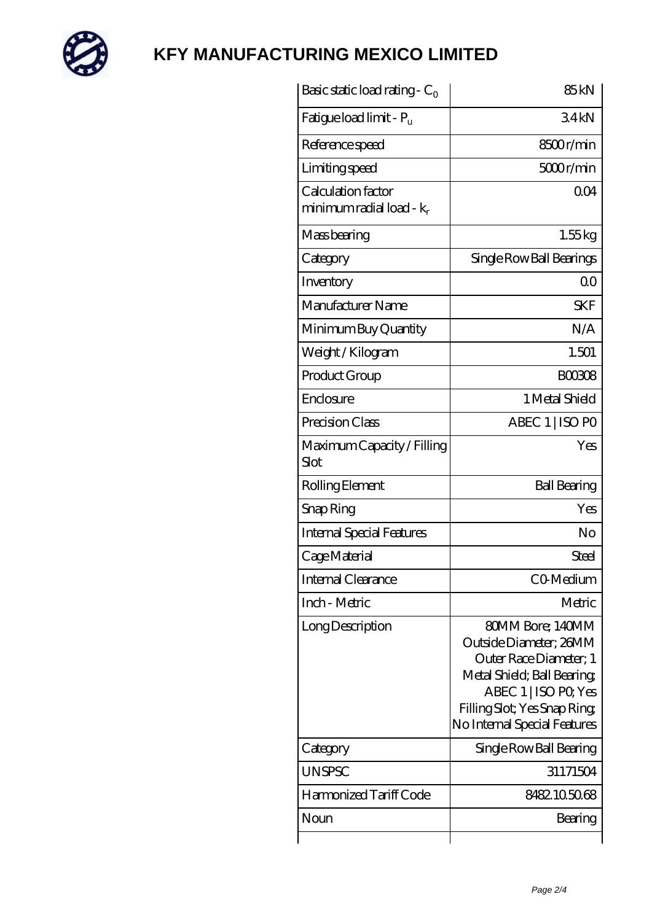# KFY MANUFACTURING MEXICO LIMITED

| | |
|---|---|
| Basic static load rating - $C_0$ | 85 kN |
| Fatigue load limit - $P_u$ | 3.4 kN |
| Reference speed | 8500 r/min |
| Limiting speed | 5000 r/min |
| Calculation factor minimum radial load - $k_r$ | 0.04 |
| Mass bearing | 1.55 kg |
| Category | Single Row Ball Bearings |
| Inventory | 0.0 |
| Manufacturer Name | SKF |
| Minimum Buy Quantity | N/A |
| Weight / Kilogram | 1.501 |
| Product Group | B00308 |
| Enclosure | 1 Metal Shield |
| Precision Class | ABEC 1 \| ISO P0 |
| Maximum Capacity / Filling Slot | Yes |
| Rolling Element | Ball Bearing |
| Snap Ring | Yes |
| Internal Special Features | No |
| Cage Material | Steel |
| Internal Clearance | C0-Medium |
| Inch - Metric | Metric |
| Long Description | 80MM Bore; 140MM Outside Diameter; 26MM Outer Race Diameter; 1 Metal Shield; Ball Bearing; ABEC 1 \| ISO P0; Yes Filling Slot; Yes Snap Ring; No Internal Special Features |
| Category | Single Row Ball Bearing |
| UNSPSC | 31171504 |
| Harmonized Tariff Code | 8482.10.50.68 |
| Noun | Bearing |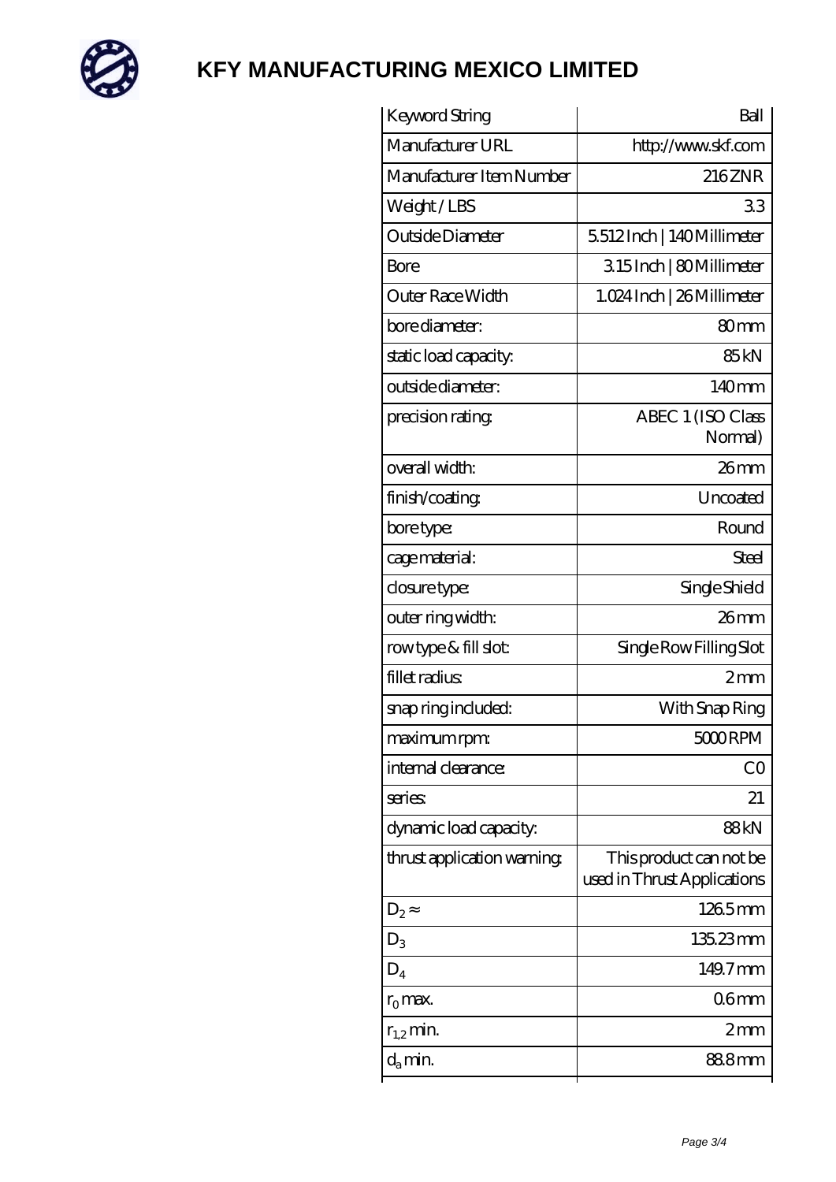# KFY MANUFACTURING MEXICO LIMITED

| Keyword String | Ball |
|---|---|
| Manufacturer URL | http://www.skf.com |
| Manufacturer Item Number | 216 ZNR |
| Weight / LBS | 3.3 |
| Outside Diameter | 5.512 Inch \| 140 Millimeter |
| Bore | 3.15 Inch \| 80 Millimeter |
| Outer Race Width | 1.024 Inch \| 26 Millimeter |
| bore diameter: | 80 mm |
| static load capacity: | 85 kN |
| outside diameter: | 140 mm |
| precision rating: | ABEC 1 (ISO Class Normal) |
| overall width: | 26 mm |
| finish/coating: | Uncoated |
| bore type: | Round |
| cage material: | Steel |
| closure type: | Single Shield |
| outer ring width: | 26 mm |
| row type & fill slot: | Single Row Filling Slot |
| fillet radius: | 2 mm |
| snap ring included: | With Snap Ring |
| maximum rpm: | 5000 RPM |
| internal clearance: | C0 |
| series: | 21 |
| dynamic load capacity: | 88 kN |
| thrust application warning: | This product can not be used in Thrust Applications |
| $D_2 \approx$ | 126.5 mm |
| $D_3$ | 135.23 mm |
| $D_4$ | 149.7 mm |
| $r_0$ max. | 0.6 mm |
| $r_{1,2}$ min. | 2 mm |
| $d_a$ min. | 88.8 mm |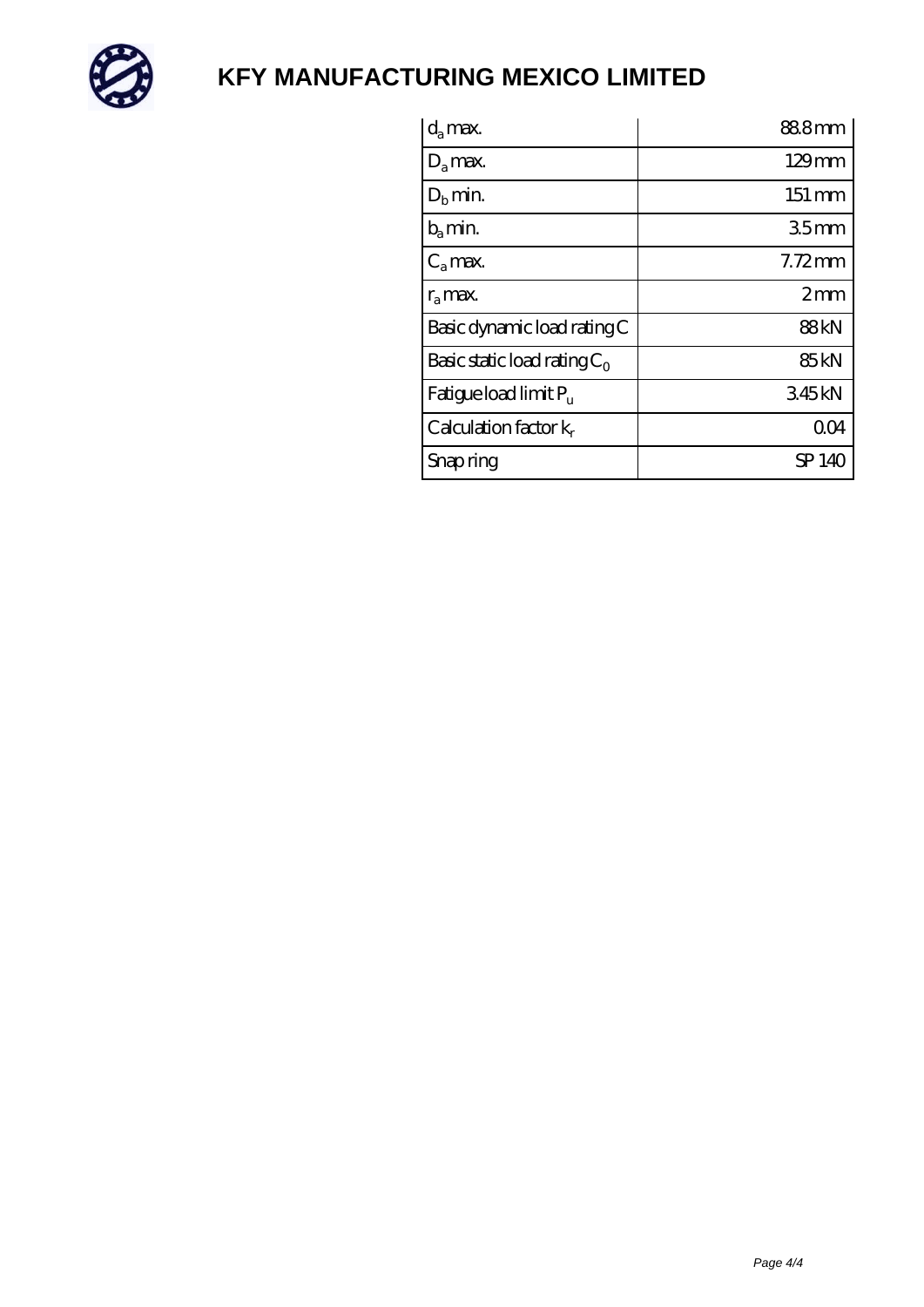| | |
|---|---|
| $d_a$ max. | 88.8 mm |
| $D_a$ max. | 129 mm |
| $D_b$ min. | 151 mm |
| $b_a$ min. | 3.5 mm |
| $C_a$ max. | 7.72 mm |
| $r_a$ max. | 2 mm |
| Basic dynamic load rating C | 88 kN |
| Basic static load rating $C_0$ | 85 kN |
| Fatigue load limit $P_u$ | 3.45 kN |
| Calculation factor $k_r$ | 0.04 |
| Snap ring | SP 140 |